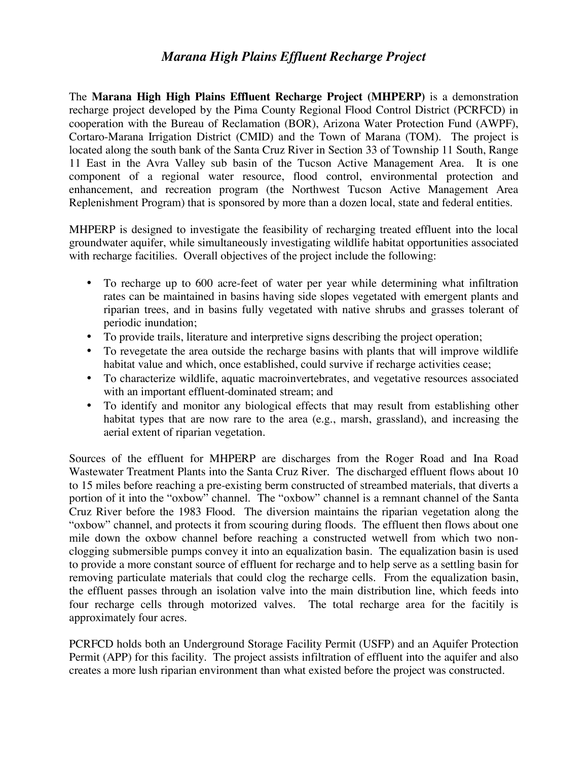# *Marana High Plains Effluent Recharge Project*

The **Marana High High Plains Effluent Recharge Project (MHPERP)** is a demonstration recharge project developed by the Pima County Regional Flood Control District (PCRFCD) in cooperation with the Bureau of Reclamation (BOR), Arizona Water Protection Fund (AWPF), Cortaro-Marana Irrigation District (CMID) and the Town of Marana (TOM). The project is located along the south bank of the Santa Cruz River in Section 33 of Township 11 South, Range 11 East in the Avra Valley sub basin of the Tucson Active Management Area. It is one component of a regional water resource, flood control, environmental protection and enhancement, and recreation program (the Northwest Tucson Active Management Area Replenishment Program) that is sponsored by more than a dozen local, state and federal entities.

MHPERP is designed to investigate the feasibility of recharging treated effluent into the local groundwater aquifer, while simultaneously investigating wildlife habitat opportunities associated with recharge facitilies. Overall objectives of the project include the following:

- To recharge up to 600 acre-feet of water per year while determining what infiltration rates can be maintained in basins having side slopes vegetated with emergent plants and riparian trees, and in basins fully vegetated with native shrubs and grasses tolerant of periodic inundation;
- To provide trails, literature and interpretive signs describing the project operation;
- To revegetate the area outside the recharge basins with plants that will improve wildlife habitat value and which, once established, could survive if recharge activities cease;
- To characterize wildlife, aquatic macroinvertebrates, and vegetative resources associated with an important effluent-dominated stream; and
- To identify and monitor any biological effects that may result from establishing other habitat types that are now rare to the area (e.g., marsh, grassland), and increasing the aerial extent of riparian vegetation.

Sources of the effluent for MHPERP are discharges from the Roger Road and Ina Road Wastewater Treatment Plants into the Santa Cruz River. The discharged effluent flows about 10 to 15 miles before reaching a pre-existing berm constructed of streambed materials, that diverts a portion of it into the "oxbow" channel. The "oxbow" channel is a remnant channel of the Santa Cruz River before the 1983 Flood. The diversion maintains the riparian vegetation along the "oxbow" channel, and protects it from scouring during floods. The effluent then flows about one mile down the oxbow channel before reaching a constructed wetwell from which two non-clogging submersible pumps convey it into an equalization basin. The equalization basin is used to provide a more constant source of effluent for recharge and to help serve as a settling basin for removing particulate materials that could clog the recharge cells. From the equalization basin, the effluent passes through an isolation valve into the main distribution line, which feeds into four recharge cells through motorized valves. The total recharge area for the facitily is approximately four acres.

PCRFCD holds both an Underground Storage Facility Permit (USFP) and an Aquifer Protection Permit (APP) for this facility. The project assists infiltration of effluent into the aquifer and also creates a more lush riparian environment than what existed before the project was constructed.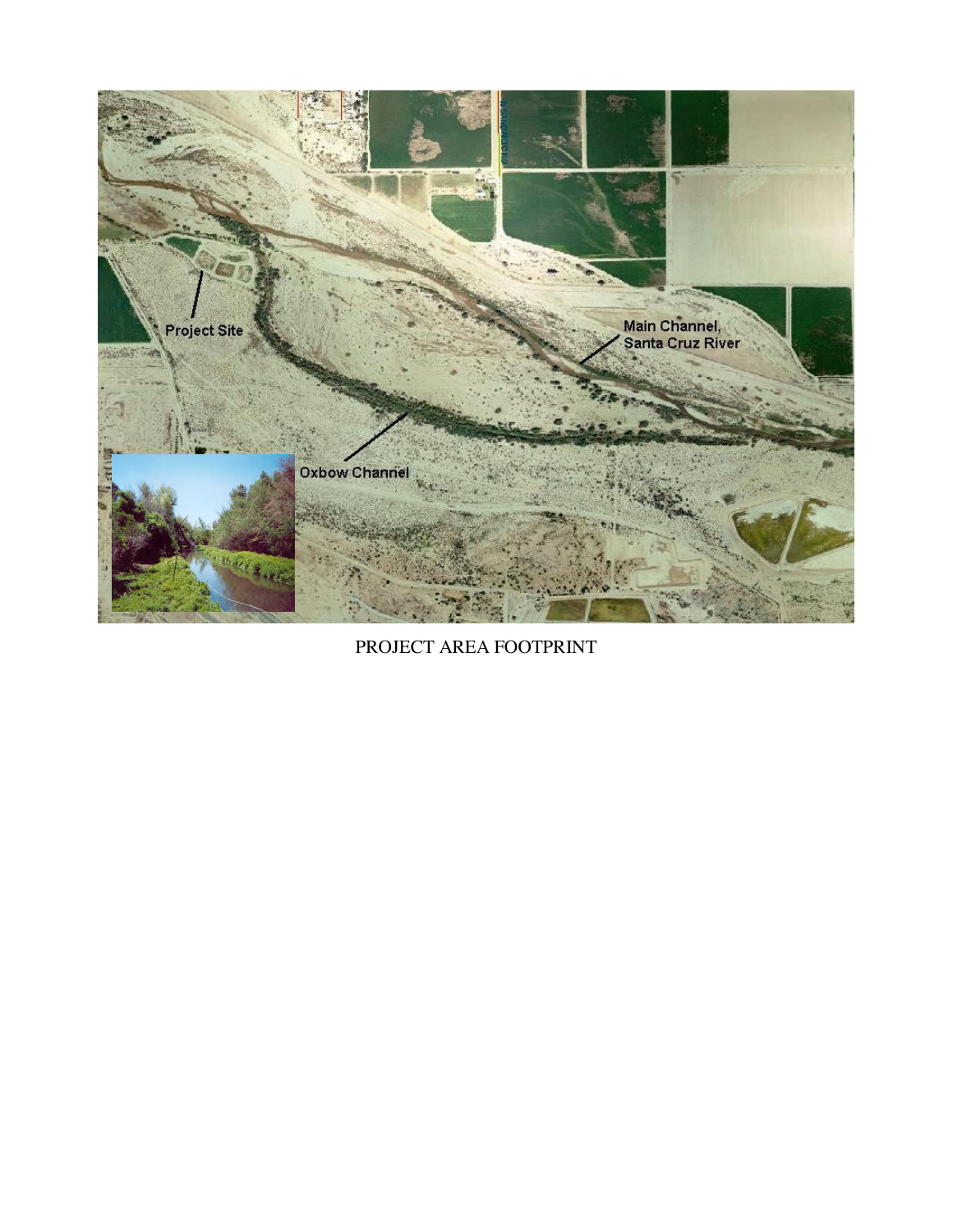Project Site

Main Channel, Santa Cruz River

Oxbow Channel

PROJECT AREA FOOTPRINT